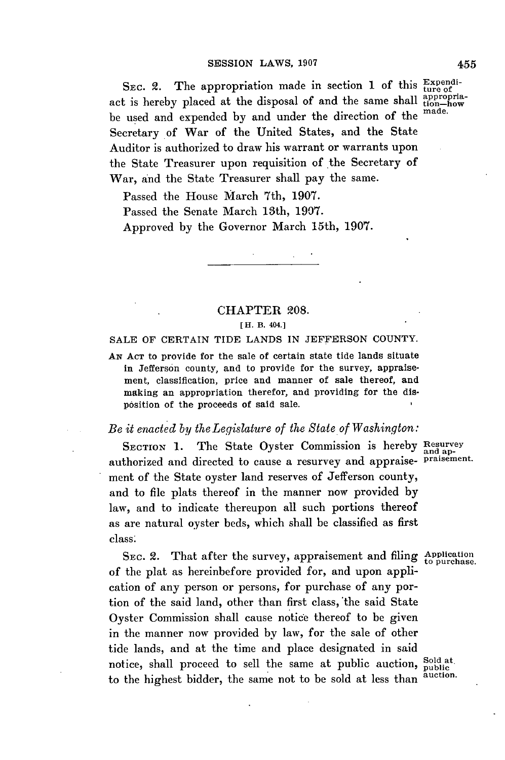SEC. 2. The appropriation made in section 1 of this act is hereby placed at the disposal of and the same shall be used and expended by and under the direction of the Secretary of War of the United States, and the State Auditor is authorized to draw his warrant or warrants upon the State Treasurer upon requisition of the Secretary of War, and the State Treasurer shall pay the same.

Expenditure of appropriation—how made.

Passed the House March 7th, 1907.

Passed the Senate March 13th, 1907.

Approved by the Governor March 15th, 1907.

---

## CHAPTER 208.

[H. B. 404.]

### SALE OF CERTAIN TIDE LANDS IN JEFFERSON COUNTY.

AN ACT to provide for the sale of certain state tide lands situate in Jefferson county, and to provide for the survey, appraisement, classification, price and manner of sale thereof, and making an appropriation therefor, and providing for the disposition of the proceeds of said sale.

*Be it enacted by the Legislature of the State of Washington:*

SECTION 1. The State Oyster Commission is hereby authorized and directed to cause a resurvey and appraisement of the State oyster land reserves of Jefferson county, and to file plats thereof in the manner now provided by law, and to indicate thereupon all such portions thereof as are natural oyster beds, which shall be classified as first class.

Resurvey and appraisement.

SEC. 2. That after the survey, appraisement and filing of the plat as hereinbefore provided for, and upon application of any person or persons, for purchase of any portion of the said land, other than first class, the said State Oyster Commission shall cause notice thereof to be given in the manner now provided by law, for the sale of other tide lands, and at the time and place designated in said notice, shall proceed to sell the same at public auction, to the highest bidder, the same not to be sold at less than

Application to purchase.

Sold at public auction.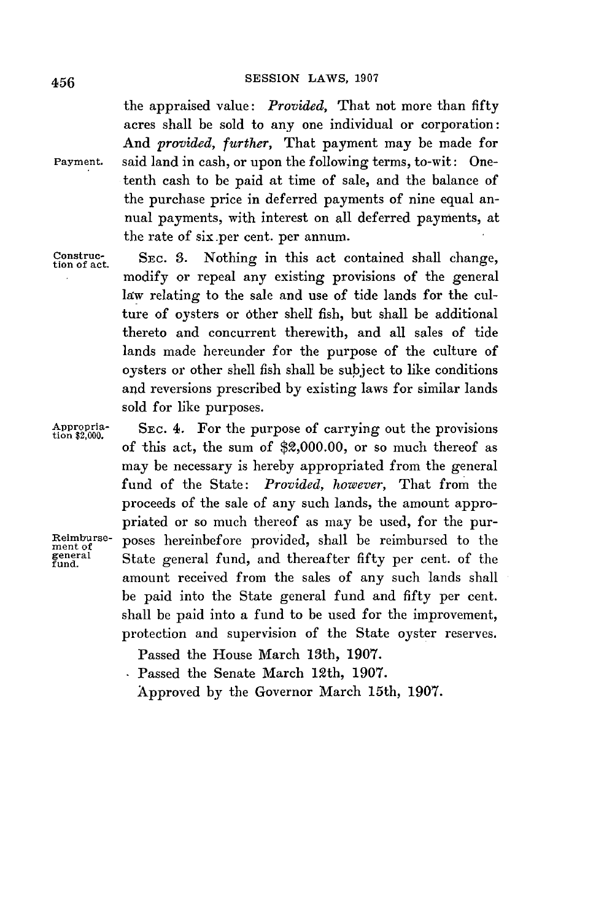the appraised value: *Provided*, That not more than fifty acres shall be sold to any one individual or corporation: And *provided, further*, That payment may be made for said land in cash, or upon the following terms, to-wit: One-tenth cash to be paid at time of sale, and the balance of the purchase price in deferred payments of nine equal annual payments, with interest on all deferred payments, at the rate of six per cent. per annum.

Payment.

Construction of act.

SEC. 3. Nothing in this act contained shall change, modify or repeal any existing provisions of the general law relating to the sale and use of tide lands for the culture of oysters or other shell fish, but shall be additional thereto and concurrent therewith, and all sales of tide lands made hereunder for the purpose of the culture of oysters or other shell fish shall be subject to like conditions and reversions prescribed by existing laws for similar lands sold for like purposes.

Appropriation $2,000.

SEC. 4. For the purpose of carrying out the provisions of this act, the sum of $2,000.00, or so much thereof as may be necessary is hereby appropriated from the general fund of the State: *Provided, however*, That from the proceeds of the sale of any such lands, the amount appropriated or so much thereof as may be used, for the purposes hereinbefore provided, shall be reimbursed to the State general fund, and thereafter fifty per cent. of the amount received from the sales of any such lands shall be paid into the State general fund and fifty per cent. shall be paid into a fund to be used for the improvement, protection and supervision of the State oyster reserves.

Reimbursement of general fund.

Passed the House March 13th, 1907.

Passed the Senate March 12th, 1907.

Approved by the Governor March 15th, 1907.